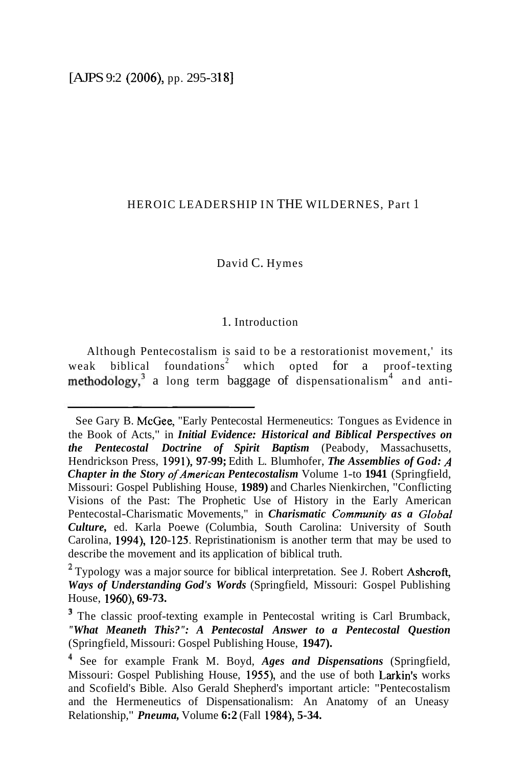# HEROIC LEADERSHIP IN THE WILDERNES, Part 1

David C. Hymes

## 1. Introduction

Although Pentecostalism is said to be a restorationist movement,[1] its weak biblical foundations[2] which opted for a proof-texting methodology,[3] a long term baggage of dispensationalism[4] and anti-

---

[1] See Gary B. McGee, "Early Pentecostal Hermeneutics: Tongues as Evidence in the Book of Acts," in ***Initial Evidence: Historical and Biblical Perspectives on the Pentecostal Doctrine of Spirit Baptism*** (Peabody, Massachusetts, Hendrickson Press, 1991), **97-99;** Edith L. Blumhofer, ***The Assemblies of God: A Chapter in the Story of American Pentecostalism*** Volume 1-to **1941** (Springfield, Missouri: Gospel Publishing House, **1989)** and Charles Nienkirchen, "Conflicting Visions of the Past: The Prophetic Use of History in the Early American Pentecostal-Charismatic Movements," in ***Charismatic Community as a Global Culture,*** ed. Karla Poewe (Columbia, South Carolina: University of South Carolina, 1994), 120-125. Repristinationism is another term that may be used to describe the movement and its application of biblical truth.

[2] Typology was a major source for biblical interpretation. See J. Robert Ashcroft, ***Ways of Understanding God's Words*** (Springfield, Missouri: Gospel Publishing House, 1960), **69-73.**

[3] The classic proof-texting example in Pentecostal writing is Carl Brumback, ***"What Meaneth This?": A Pentecostal Answer to a Pentecostal Question*** (Springfield, Missouri: Gospel Publishing House, **1947).**

[4] See for example Frank M. Boyd, ***Ages and Dispensations*** (Springfield, Missouri: Gospel Publishing House, 1955), and the use of both Larkin's works and Scofield's Bible. Also Gerald Shepherd's important article: "Pentecostalism and the Hermeneutics of Dispensationalism: An Anatomy of an Uneasy Relationship," ***Pneuma,*** Volume **6:2** (Fall 1984), **5-34.**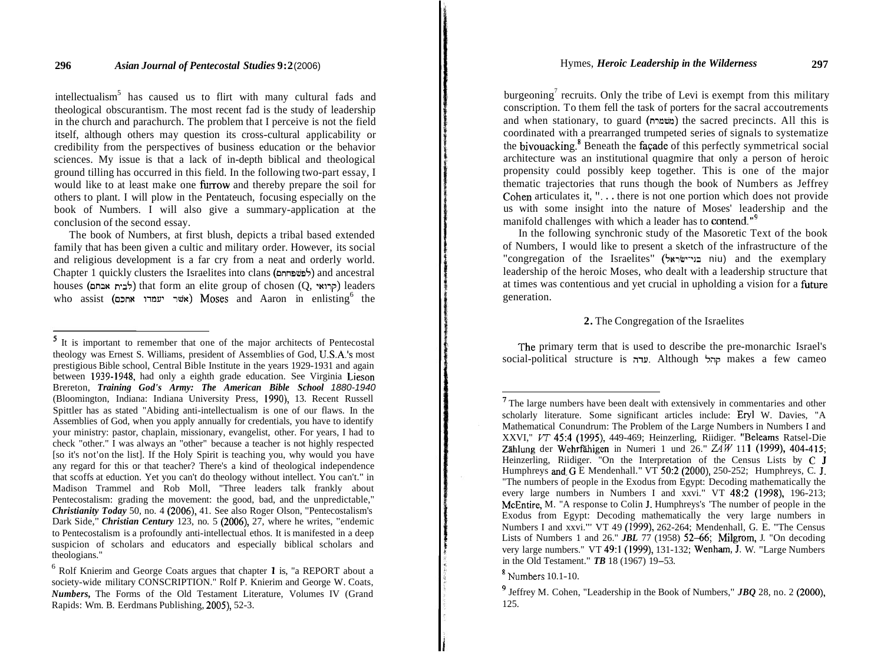intellectualism[5] has caused us to flirt with many cultural fads and theological obscurantism. The most recent fad is the study of leadership in the church and parachurch. The problem that I perceive is not the field itself, although others may question its cross-cultural applicability or credibility from the perspectives of business education or the behavior sciences. My issue is that a lack of in-depth biblical and theological ground tilling has occurred in this field. In the following two-part essay, I would like to at least make one furrow and thereby prepare the soil for others to plant. I will plow in the Pentateuch, focusing especially on the book of Numbers. I will also give a summary-application at the conclusion of the second essay.

The book of Numbers, at first blush, depicts a tribal based extended family that has been given a cultic and military order. However, its social and religious development is a far cry from a neat and orderly world. Chapter 1 quickly clusters the Israelites into clans (למשפחתם) and ancestral houses (לבית אבתם) that form an elite group of chosen (Q, קרואי) leaders who assist (אשר יעמדו אתכם) Moses and Aaron in enlisting[6] the burgeoning[7] recruits. Only the tribe of Levi is exempt from this military conscription. To them fell the task of porters for the sacral accoutrements and when stationary, to guard (משמרת) the sacred precincts. All this is coordinated with a prearranged trumpeted series of signals to systematize the bivouacking.[8] Beneath the façade of this perfectly symmetrical social architecture was an institutional quagmire that only a person of heroic propensity could possibly keep together. This is one of the major thematic trajectories that runs though the book of Numbers as Jeffrey Cohen articulates it, ". . . there is not one portion which does not provide us with some insight into the nature of Moses' leadership and the manifold challenges with which a leader has to contend."[9]

In the following synchronic study of the Masoretic Text of the book of Numbers, I would like to present a sketch of the infrastructure of the "congregation of the Israelites" (בני־ישראל niu) and the exemplary leadership of the heroic Moses, who dealt with a leadership structure that at times was contentious and yet crucial in upholding a vision for a future generation.

## 2. The Congregation of the Israelites

The primary term that is used to describe the pre-monarchic Israel's social-political structure is עדה. Although קהל makes a few cameo

---

[5] It is important to remember that one of the major architects of Pentecostal theology was Ernest S. Williams, president of Assemblies of God, U.S.A.'s most prestigious Bible school, Central Bible Institute in the years 1929-1931 and again between 1939-1948, had only a eighth grade education. See Virginia Lieson Brereton, ***Training God's Army: The American Bible School** 1880-1940* (Bloomington, Indiana: Indiana University Press, 1990), 13. Recent Russell Spittler has as stated "Abiding anti-intellectualism is one of our flaws. In the Assemblies of God, when you apply annually for credentials, you have to identify your ministry: pastor, chaplain, missionary, evangelist, other. For years, I had to check "other." I was always an "other" because a teacher is not highly respected [so it's not'on the list]. If the Holy Spirit is teaching you, why would you have any regard for this or that teacher? There's a kind of theological independence that scoffs at eduction. Yet you can't do theology without intellect. You can't." in Madison Trammel and Rob Moll, "Three leaders talk frankly about Pentecostalism: grading the movement: the good, bad, and the unpredictable," ***Christianity Today*** 50, no. 4 (2006), 41. See also Roger Olson, "Pentecostalism's Dark Side," ***Christian Century*** 123, no. 5 (2006), 27, where he writes, "endemic to Pentecostalism is a profoundly anti-intellectual ethos. It is manifested in a deep suspicion of scholars and educators and especially biblical scholars and theologians."

[6] Rolf Knierim and George Coats argues that chapter 1 is, "a REPORT about a society-wide military CONSCRIPTION." Rolf P. Knierim and George W. Coats, ***Numbers,*** The Forms of the Old Testament Literature, Volumes IV (Grand Rapids: Wm. B. Eerdmans Publishing, 2005), 52-3.

[7] The large numbers have been dealt with extensively in commentaries and other scholarly literature. Some significant articles include: Eryl W. Davies, "A Mathematical Conundrum: The Problem of the Large Numbers in Numbers I and XXVI," *VT* 45:4 (1995), 449-469; Heinzerling, Riidiger. "Beleams Ratsel-Die Zählung der Wehrfähigen in Numeri 1 und 26." *ZAW* 111 (1999), 404-415; Heinzerling, Riidiger. "On the Interpretation of the Census Lists by C J Humphreys and G E Mendenhall." VT 50:2 (2000), 250-252; Humphreys, C. J. "The numbers of people in the Exodus from Egypt: Decoding mathematically the every large numbers in Numbers I and xxvi." VT 48:2 (1998), 196-213; McEntire, M. "A response to Colin J. Humphreys's 'The number of people in the Exodus from Egypt: Decoding mathematically the very large numbers in Numbers I and xxvi."' VT 49 (1999), 262-264; Mendenhall, G. E. "The Census Lists of Numbers 1 and 26." ***JBL*** 77 (1958) 52–66; Milgrom, J. "On decoding very large numbers." VT 49:1 (1999), 131-132; Wenham, J. W. "Large Numbers in the Old Testament." ***TB*** 18 (1967) 19–53.

[8] Numbers 10.1-10.

[9] Jeffrey M. Cohen, "Leadership in the Book of Numbers," ***JBQ*** 28, no. 2 (2000), 125.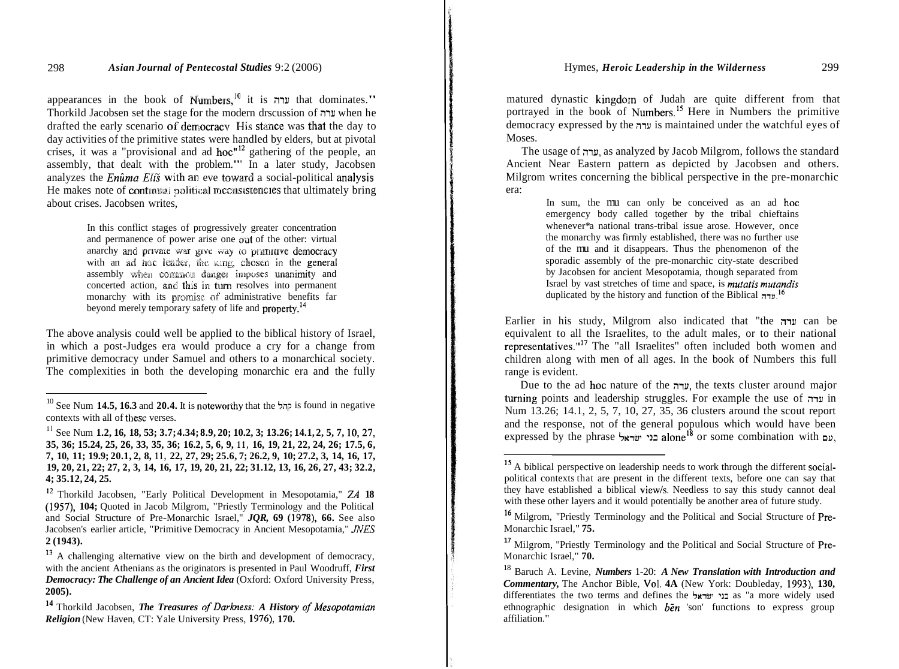appearances in the book of Numbers,[10] it is עדה that dominates.[11] Thorkild Jacobsen set the stage for the modern drscussion of עדה when he drafted the early scenario of democracv His stance was that the day to day activities of the primitive states were handled by elders, but at pivotal crises, it was a "provisional and ad hoc"[12] gathering of the people, an assembly, that dealt with the problem.[13] In a later study, Jacobsen analyzes the *Enûma Eliš* with an eve toward a social-political analysis He makes note of contmual political mconsistencies that ultimately bring about crises. Jacobsen writes,

> In this conflict stages of progressively greater concentration and permanence of power arise one out of the other: virtual anarchy and private war give way to primitive democracy with an ad hoc leader, the king, chosen in the general assembly when common danger imposes unanimity and concerted action, and this in turn resolves into permanent monarchy with its promise of administrative benefits far beyond merely temporary safety of life and property.[14]

The above analysis could well be applied to the biblical history of Israel, in which a post-Judges era would produce a cry for a change from primitive democracy under Samuel and others to a monarchical society. The complexities in both the developing monarchic era and the fully matured dynastic kingdom of Judah are quite different from that portrayed in the book of Numbers.[15] Here in Numbers the primitive democracy expressed by the עדה is maintained under the watchful eyes of Moses.

The usage of עדה, as analyzed by Jacob Milgrom, follows the standard Ancient Near Eastern pattern as depicted by Jacobsen and others. Milgrom writes concerning the biblical perspective in the pre-monarchic era:

> In sum, the mu can only be conceived as an ad hoc emergency body called together by the tribal chieftains whenever*a national trans-tribal issue arose. However, once the monarchy was firmly established, there was no further use of the mu and it disappears. Thus the phenomenon of the sporadic assembly of the pre-monarchic city-state described by Jacobsen for ancient Mesopotamia, though separated from Israel by vast stretches of time and space, is *mutatis mutandis* duplicated by the history and function of the Biblical עדה.[16]

Earlier in his study, Milgrom also indicated that "the עדה can be equivalent to all the Israelites, to the adult males, or to their national representatives."[17] The "all Israelites" often included both women and children along with men of all ages. In the book of Numbers this full range is evident.

Due to the ad hoc nature of the עדה, the texts cluster around major turning points and leadership struggles. For example the use of עדה in Num 13.26; 14.1, 2, 5, 7, 10, 27, 35, 36 clusters around the scout report and the response, not of the general populous which would have been expressed by the phrase בני ישראל alone[18] or some combination with עם,

---

[10] See Num **14.5, 16.3** and **20.4.** It is noteworthy that the קהל is found in negative contexts with all of these verses.

[11] See Num **1.2, 16, 18, 53; 3.7; 4.34; 8.9, 20; 10.2, 3; 13.26; 14.1, 2, 5, 7, 10, 27, 35, 36; 15.24, 25, 26, 33, 35, 36; 16.2, 5, 6, 9,** 11, **16, 19, 21, 22, 24, 26; 17.5, 6, 7, 10, 11; 19.9; 20.1, 2, 8,** 11, **22, 27, 29; 25.6, 7; 26.2, 9, 10; 27.2, 3, 14, 16, 17, 19, 20, 21, 22; 27, 2, 3, 14, 16, 17, 19, 20, 21, 22; 31.12, 13, 16, 26, 27, 43; 32.2, 4; 35.12, 24, 25.**

[12] Thorkild Jacobsen, "Early Political Development in Mesopotamia," *ZA* **18 (1957), 104;** Quoted in Jacob Milgrom, "Priestly Terminology and the Political and Social Structure of Pre-Monarchic Israel," ***JQR*, 69 (1978), 66.** See also Jacobsen's earlier article, "Primitive Democracy in Ancient Mesopotamia," *JNES* **2 (1943).**

[13] A challenging alternative view on the birth and development of democracy, with the ancient Athenians as the originators is presented in Paul Woodruff, ***First Democracy: The Challenge of an Ancient Idea*** (Oxford: Oxford University Press, **2005).**

[14] Thorkild Jacobsen, ***The Treasures of Darkness: A History of Mesopotamian Religion*** (New Haven, CT: Yale University Press, **1976), 170.**

[15] A biblical perspective on leadership needs to work through the different social-political contexts that are present in the different texts, before one can say that they have established a biblical view/s. Needless to say this study cannot deal with these other layers and it would potentially be another area of future study.

[16] Milgrom, "Priestly Terminology and the Political and Social Structure of Pre-Monarchic Israel," **75.**

[17] Milgrom, "Priestly Terminology and the Political and Social Structure of Pre-Monarchic Israel," **70.**

[18] Baruch A. Levine, ***Numbers* 1-20: *A New Translation with Introduction and Commentary*,** The Anchor Bible, Vol. **4A** (New York: Doubleday, **1993), 130,** differentiates the two terms and defines the בני ישראל as "a more widely used ethnographic designation in which *bēn* 'son' functions to express group affiliation."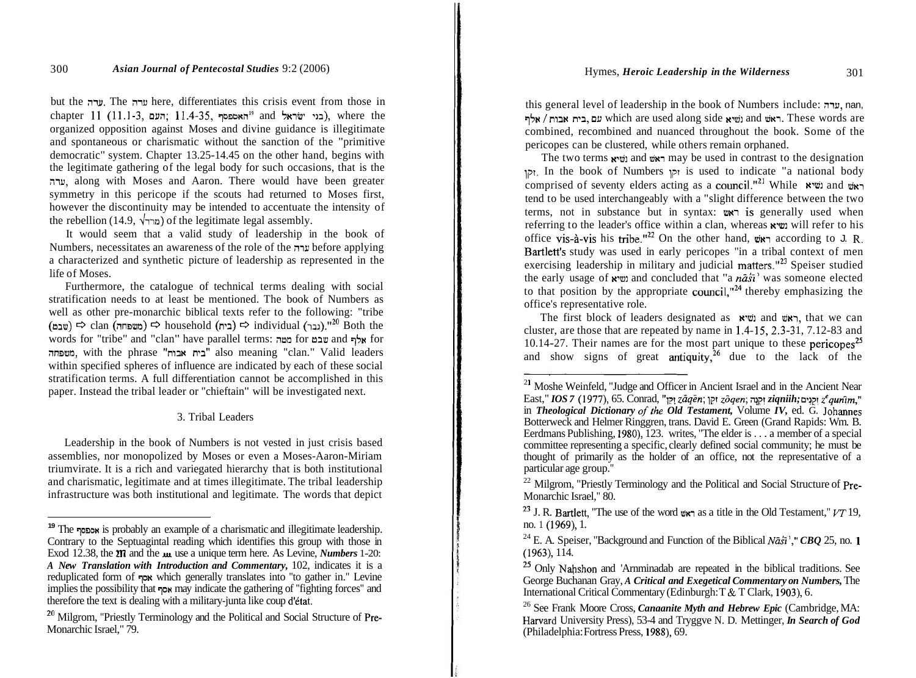but the עדה. The עדה here, differentiates this crisis event from those in chapter 11 (11.1-3, העם; 11.4-35, האספסף[19] and בני ישראל), where the organized opposition against Moses and divine guidance is illegitimate and spontaneous or charismatic without the sanction of the "primitive democratic" system. Chapter 13.25-14.45 on the other hand, begins with the legitimate gathering of the legal body for such occasions, that is the עדה, along with Moses and Aaron. There would have been greater symmetry in this pericope if the scouts had returned to Moses first, however the discontinuity may be intended to accentuate the intensity of the rebellion (14.9, √מרד) of the legitimate legal assembly.

It would seem that a valid study of leadership in the book of Numbers, necessitates an awareness of the role of the עדה before applying a characterized and synthetic picture of leadership as represented in the life of Moses.

Furthermore, the catalogue of technical terms dealing with social stratification needs to at least be mentioned. The book of Numbers as well as other pre-monarchic biblical texts refer to the following: "tribe (שבט) ⇨ clan (משפחה) ⇨ household (בית) ⇨ individual (גבר)."[20] Both the words for "tribe" and "clan" have parallel terms: מטה for שבט and אלף for משפחה, with the phrase "בית אבות" also meaning "clan." Valid leaders within specified spheres of influence are indicated by each of these social stratification terms. A full differentiation cannot be accomplished in this paper. Instead the tribal leader or "chieftain" will be investigated next.

### 3. Tribal Leaders

Leadership in the book of Numbers is not vested in just crisis based assemblies, nor monopolized by Moses or even a Moses-Aaron-Miriam triumvirate. It is a rich and variegated hierarchy that is both institutional and charismatic, legitimate and at times illegitimate. The tribal leadership infrastructure was both institutional and legitimate. The words that depict this general level of leadership in the book of Numbers include: עדה, nan, עם, בית אבות / אלף which are used along side נשיא and ראש. These words are combined, recombined and nuanced throughout the book. Some of the pericopes can be clustered, while others remain orphaned.

The two terms נשיא and ראש may be used in contrast to the designation זקן. In the book of Numbers זקן is used to indicate "a national body comprised of seventy elders acting as a council."[21] While נשיא and ראש tend to be used interchangeably with a "slight difference between the two terms, not in substance but in syntax: ראש is generally used when referring to the leader's office within a clan, whereas נשיא will refer to his office vis-à-vis his tribe."[22] On the other hand, ראש according to J. R. Bartlett's study was used in early pericopes "in a tribal context of men exercising leadership in military and judicial matters."[23] Speiser studied the early usage of נשיא and concluded that "a *nāśî'* was someone elected to that position by the appropriate council,"[24] thereby emphasizing the office's representative role.

The first block of leaders designated as נשיא and ראש, that we can cluster, are those that are repeated by name in 1.4-15, 2.3-31, 7.12-83 and 10.14-27. Their names are for the most part unique to these pericopes[25] and show signs of great antiquity,[26] due to the lack of the

---

[19] The אספסף is probably an example of a charismatic and illegitimate leadership. Contrary to the Septuagintal reading which identifies this group with those in Exod 12.38, the MT and the ... use a unique term here. As Levine, *Numbers 1-20: A New Translation with Introduction and Commentary,* 102, indicates it is a reduplicated form of אסף which generally translates into "to gather in." Levine implies the possibility that אסף may indicate the gathering of "fighting forces" and therefore the text is dealing with a military-junta like coup d'état.

[20] Milgrom, "Priestly Terminology and the Political and Social Structure of Pre-Monarchic Israel," 79.

[21] Moshe Weinfeld, "Judge and Officer in Ancient Israel and in the Ancient Near East," *IOS 7* (1977), 65. Conrad, "זָקֵן *zāqēn*; זֹקֶן *zōqen*; זִקְנָה *ziqniih;* זְקֻנִים *zᵉqunîm,*" in *Theological Dictionary of the Old Testament,* Volume *IV,* ed. G. Johannes Botterweck and Helmer Ringgren, trans. David E. Green (Grand Rapids: Wm. B. Eerdmans Publishing, 1980), 123. writes, "The elder is . . . a member of a special committee representing a specific, clearly defined social community; he must be thought of primarily as the holder of an office, not the representative of a particular age group."

[22] Milgrom, "Priestly Terminology and the Political and Social Structure of Pre-Monarchic Israel," 80.

[23] J. R. Bartlett, "The use of the word ראש as a title in the Old Testament," *VT* 19, no. 1 (1969), 1.

[24] E. A. Speiser, "Background and Function of the Biblical *Nāśî'*," *CBQ* 25, no. 1 (1963), 114.

[25] Only Nahshon and 'Amminadab are repeated in the biblical traditions. See George Buchanan Gray, *A Critical and Exegetical Commentary on Numbers,* The International Critical Commentary (Edinburgh: T & T Clark, 1903), 6.

[26] See Frank Moore Cross, *Canaanite Myth and Hebrew Epic* (Cambridge, MA: Harvard University Press), 53-4 and Tryggve N. D. Mettinger, *In Search of God* (Philadelphia: Fortress Press, 1988), 69.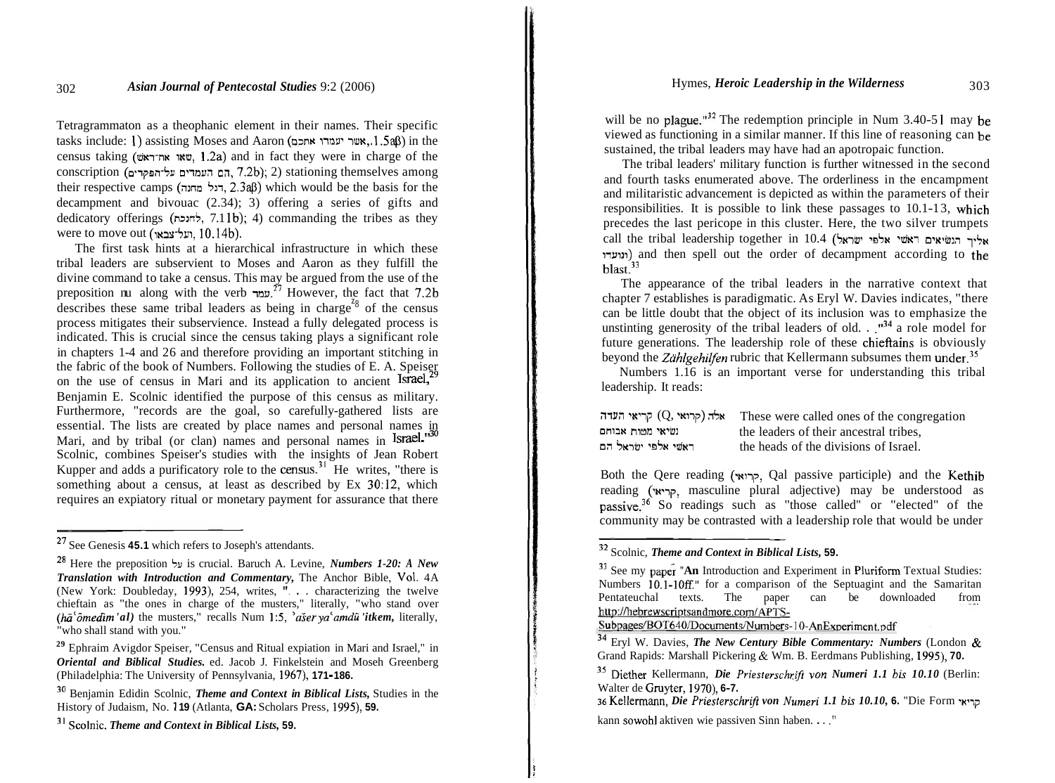Tetragrammaton as a theophanic element in their names. Their specific tasks include: 1) assisting Moses and Aaron (אשר יעמדו אתכם, 1.5aβ) in the census taking (שאו את־ראש, 1.2a) and in fact they were in charge of the conscription (הם העמדים על־הפקדים, 7.2b); 2) stationing themselves among their respective camps (דגל מחנה, 2.3aβ) which would be the basis for the decampment and bivouac (2.34); 3) offering a series of gifts and dedicatory offerings (לחנכת, 7.11b); 4) commanding the tribes as they were to move out (ועל־צבאו, 10.14b).

The first task hints at a hierarchical infrastructure in which these tribal leaders are subservient to Moses and Aaron as they fulfill the divine command to take a census. This may be argued from the use of the preposition את along with the verb עמד.[27] However, the fact that 7.2b describes these same tribal leaders as being in charge[28] of the census process mitigates their subservience. Instead a fully delegated process is indicated. This is crucial since the census taking plays a significant role in chapters 1-4 and 26 and therefore providing an important stitching in the fabric of the book of Numbers. Following the studies of E. A. Speiser on the use of census in Mari and its application to ancient Israel,[29] Benjamin E. Scolnic identified the purpose of this census as military. Furthermore, "records are the goal, so carefully-gathered lists are essential. The lists are created by place names and personal names in Mari, and by tribal (or clan) names and personal names in Israel."[30] Scolnic, combines Speiser's studies with the insights of Jean Robert Kupper and adds a purificatory role to the census.[31] He writes, "there is something about a census, at least as described by Ex 30:12, which requires an expiatory ritual or monetary payment for assurance that there will be no plague."[32] The redemption principle in Num 3.40-51 may be viewed as functioning in a similar manner. If this line of reasoning can be sustained, the tribal leaders may have had an apotropaic function.

The tribal leaders' military function is further witnessed in the second and fourth tasks enumerated above. The orderliness in the encampment and militaristic advancement is depicted as within the parameters of their responsibilities. It is possible to link these passages to 10.1-13, which precedes the last pericope in this cluster. Here, the two silver trumpets call the tribal leadership together in 10.4 (אליך הנשיאים ראשי אלפי ישראל ונועדו) and then spell out the order of decampment according to the blast.[33]

The appearance of the tribal leaders in the narrative context that chapter 7 establishes is paradigmatic. As Eryl W. Davies indicates, "there can be little doubt that the object of its inclusion was to emphasize the unstinting generosity of the tribal leaders of old. . ."[34] a role model for future generations. The leadership role of these chieftains is obviously beyond the *Zählgehilfen* rubric that Kellermann subsumes them under.[35]

Numbers 1.16 is an important verse for understanding this tribal leadership. It reads:

| | |
|---|---|
| אלה (קרואי Q,) קריאי העדה | These were called ones of the congregation |
| נשיאי מטות אבותם | the leaders of their ancestral tribes, |
| ראשי אלפי ישראל הם | the heads of the divisions of Israel. |

Both the Qere reading (קרואי, Qal passive participle) and the Kethib reading (קריאי, masculine plural adjective) may be understood as passive.[36] So readings such as "those called" or "elected" of the community may be contrasted with a leadership role that would be under

---

[27] See Genesis 45.1 which refers to Joseph's attendants.

[28] Here the preposition על is crucial. Baruch A. Levine, ***Numbers 1-20: A New Translation with Introduction and Commentary,*** The Anchor Bible, Vol. 4A (New York: Doubleday, 1993), 254, writes, ". . . characterizing the twelve chieftain as "the ones in charge of the musters," literally, "who stand over (*hāʿômedîm ʿal)* the musters," recalls Num 1:5, *ʾašer yaʿamdû ʾitkem,* literally, "who shall stand with you."

[29] Ephraim Avigdor Speiser, "Census and Ritual expiation in Mari and Israel," in ***Oriental and Biblical Studies.*** ed. Jacob J. Finkelstein and Moseh Greenberg (Philadelphia: The University of Pennsylvania, 1967), 171-186.

[30] Benjamin Edidin Scolnic, ***Theme and Context in Biblical Lists,*** Studies in the History of Judaism, No. 119 (Atlanta, GA: Scholars Press, 1995), 59.

[31] Scolnic, ***Theme and Context in Biblical Lists,*** 59.

[32] Scolnic, ***Theme and Context in Biblical Lists,*** 59.

[33] See my paper "An Introduction and Experiment in Pluriform Textual Studies: Numbers 10.1-10ff." for a comparison of the Septuagint and the Samaritan Pentateuchal texts. The paper can be downloaded from http://hebrewscriptsandmore.com/APTS-Subpages/BOT640/Documents/Numbers-10-AnExperiment.pdf

[34] Eryl W. Davies, ***The New Century Bible Commentary: Numbers*** (London & Grand Rapids: Marshall Pickering & Wm. B. Eerdmans Publishing, 1995), 70.

[35] Diether Kellermann, ***Die Priesterschrift von Numeri 1.1 bis 10.10*** (Berlin: Walter de Gruyter, 1970), 6-7.

[36] Kellermann, ***Die Priesterschrift von Numeri 1.1 bis 10.10,*** 6. "Die Form קריאי kann sowohl aktiven wie passiven Sinn haben. . . ."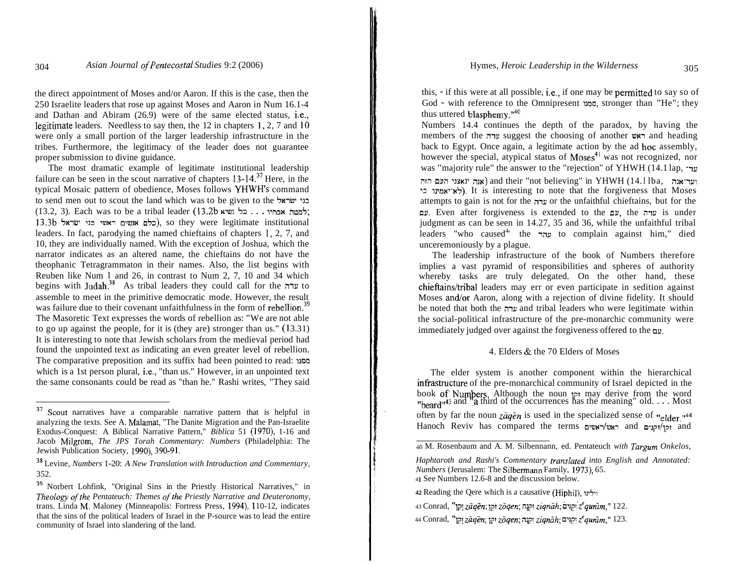the direct appointment of Moses and/or Aaron. If this is the case, then the 250 Israelite leaders that rose up against Moses and Aaron in Num 16.1-4 and Dathan and Abiram (26.9) were of the same elected status, i.e., legitimate leaders. Needless to say then, the 12 in chapters 1, 2, 7 and 10 were only a small portion of the larger leadership infrastructure in the tribes. Furthermore, the legitimacy of the leader does not guarantee proper submission to divine guidance.

The most dramatic example of legitimate institutional leadership failure can be seen in the scout narrative of chapters 13-14.[37] Here, in the typical Mosaic pattern of obedience, Moses follows YHWH's command to send men out to scout the land which was to be given to the בני ישראל (13.2, 3). Each was to be a tribal leader (13.2b למטה אבתיו . . . כל נשיא; 13.3b כלם אנשים ראשי בני ישראל), so they were legitimate institutional leaders. In fact, parodying the named chieftains of chapters 1, 2, 7, and 10, they are individually named. With the exception of Joshua, which the narrator indicates as an altered name, the chieftains do not have the theophanic Tetragrammaton in their names. Also, the list begins with Reuben like Num 1 and 26, in contrast to Num 2, 7, 10 and 34 which begins with Judah.[38] As tribal leaders they could call for the עדה to assemble to meet in the primitive democratic mode. However, the result was failure due to their covenant unfaithfulness in the form of rebellion.[39] The Masoretic Text expresses the words of rebellion as: "We are not able to go up against the people, for it is (they are) stronger than us." (13.31) It is interesting to note that Jewish scholars from the medieval period had found the unpointed text as indicating an even greater level of rebellion. The comparative preposition and its suffix had been pointed to read: ממנו which is a 1st person plural, i.e., "than us." However, in an unpointed text the same consonants could be read as "than he." Rashi writes, "They said this, - if this were at all possible, i.e., if one may be permitted to say so of God - with reference to the Omnipresent ממנו, stronger than "He"; they thus uttered blasphemy."[40]

Numbers 14.4 continues the depth of the paradox, by having the members of the עדה suggest the choosing of another ראש and heading back to Egypt. Once again, a legitimate action by the ad hoc assembly, however the special, atypical status of Moses[41] was not recognized, nor was "majority rule" the answer to the "rejection" of YHWH (14.11ap, עד־אנה ינאצני העם הזה) and their "not believing" in YHWH (14.11ba, ועד־אנה לא־יאמינו בי). It is interesting to note that the forgiveness that Moses attempts to gain is not for the עדה or the unfaithful chieftains, but for the עם. Even after forgiveness is extended to the עם, the עדה is under judgment as can be seen in 14.27, 35 and 36, while the unfaithful tribal leaders "who caused[42] the עדה to complain against him," died unceremoniously by a plague.

The leadership infrastructure of the book of Numbers therefore implies a vast pyramid of responsibilities and spheres of authority whereby tasks are truly delegated. On the other hand, these chieftains/tribal leaders may err or even participate in sedition against Moses and/or Aaron, along with a rejection of divine fidelity. It should be noted that both the עדה and tribal leaders who were legitimate within the social-political infrastructure of the pre-monarchic community were immediately judged over against the forgiveness offered to the עם.

## 4. Elders & the 70 Elders of Moses

The elder system is another component within the hierarchical infrastructure of the pre-monarchical community of Israel depicted in the book of Numbers. Although the noun זקן may derive from the word "beard"[43] and "a third of the occurrences has the meaning" old. . . . Most often by far the noun *zāqēn* is used in the specialized sense of "elder."[44] Hanoch Reviv has compared the terms ראש/ראשים and זקן/זקנים and

---

[37] Scout narratives have a comparable narrative pattern that is helpful in analyzing the texts. See A. Malamat, "The Danite Migration and the Pan-Israelite Exodus-Conquest: A Biblical Narrative Pattern," *Biblica* 51 (1970), 1-16 and Jacob Milgrom, *The JPS Torah Commentary: Numbers* (Philadelphia: The Jewish Publication Society, 1990), 390-91.

[38] Levine, *Numbers* 1-20: *A New Translation with Introduction and Commentary*, 352.

[39] Norbert Lohfink, "Original Sins in the Priestly Historical Narratives," in *Theology of the Pentateuch: Themes of the Priestly Narrative and Deuteronomy*, trans. Linda M. Maloney (Minneapolis: Fortress Press, 1994), 110-12, indicates that the sins of the political leaders of Israel in the P-source was to lead the entire community of Israel into slandering of the land.

[40] M. Rosenbaum and A. M. Silbermann, ed. Pentateuch *with Targum Onkelos, Haphtaroth and Rashi's Commentary translated into English and Annotated: Numbers* (Jerusalem: The Silbermann Family, 1973), 65.

[41] See Numbers 12.6-8 and the discussion below.

[42] Reading the Qere which is a causative (Hiphil), וילינו

[43] Conrad, "זָקֵן *zāqēn*; זֹקֶן *zōqen*; זִקְנָה *ziqnāh*; זְקֻנִים *zequnîm*," 122.

[44] Conrad, "זָקֵן *zāqēn*; זֹקֶן *zōqen*; זִקְנָה *ziqnāh*; זְקֻנִים *zequnîm*," 123.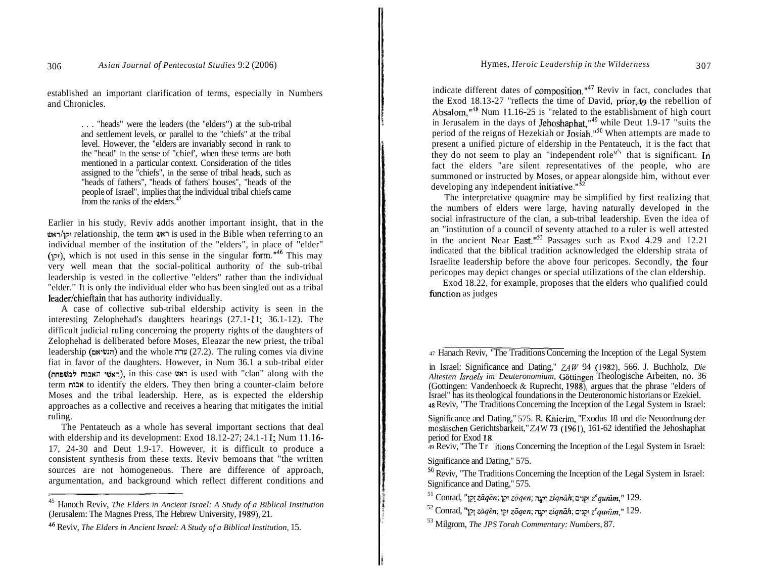established an important clarification of terms, especially in Numbers and Chronicles.

> . . . "heads" were the leaders (the "elders") at the sub-tribal and settlement levels, or parallel to the "chiefs" at the tribal level. However, the "elders are invariably second in rank to the "head" in the sense of "chief', when these terms are both mentioned in a particular context. Consideration of the titles assigned to the "chiefs", in the sense of tribal heads, such as "heads of fathers", "heads of fathers' houses", "heads of the people of Israel", implies that the individual tribal chiefs came from the ranks of the elders.[45]

Earlier in his study, Reviv adds another important insight, that in the זקן/ראש relationship, the term ראש is used in the Bible when referring to an individual member of the institution of the "elders", in place of "elder" (זקן), which is not used in this sense in the singular form."[46] This may very well mean that the social-political authority of the sub-tribal leadership is vested in the collective "elders" rather than the individual "elder." It is only the individual elder who has been singled out as a tribal leader/chieftain that has authority individually.

A case of collective sub-tribal eldership activity is seen in the interesting Zelophehad's daughters hearings (27.1-11; 36.1-12). The difficult judicial ruling concerning the property rights of the daughters of Zelophehad is deliberated before Moses, Eleazar the new priest, the tribal leadership (הנשׂיאם) and the whole עדה (27.2). The ruling comes via divine fiat in favor of the daughters. However, in Num 36.1 a sub-tribal elder (ראשׁי האבות למשׁפחת), in this case ראשׁ is used with "clan" along with the term אבות to identify the elders. They then bring a counter-claim before Moses and the tribal leadership. Here, as is expected the eldership approaches as a collective and receives a hearing that mitigates the initial ruling.

The Pentateuch as a whole has several important sections that deal with eldership and its development: Exod 18.12-27; 24.1-11; Num 11.16-17, 24-30 and Deut 1.9-17. However, it is difficult to produce a consistent synthesis from these texts. Reviv bemoans that "the written sources are not homogeneous. There are difference of approach, argumentation, and background which reflect different conditions and indicate different dates of composition."[47] Reviv in fact, concludes that the Exod 18.13-27 "reflects the time of David, prior to the rebellion of Absalom,"[48] Num 11.16-25 is "related to the establishment of high court in Jerusalem in the days of Jehoshaphat,"[49] while Deut 1.9-17 "suits the period of the reigns of Hezekiah or Josiah."[50] When attempts are made to present a unified picture of eldership in the Pentateuch, it is the fact that they do not seem to play an "independent role"[51] that is significant. In fact the elders "are silent representatives of the people, who are summoned or instructed by Moses, or appear alongside him, without ever developing any independent initiative."[52]

The interpretative quagmire may be simplified by first realizing that the numbers of elders were large, having naturally developed in the social infrastructure of the clan, a sub-tribal leadership. Even the idea of an "institution of a council of seventy attached to a ruler is well attested in the ancient Near East."[53] Passages such as Exod 4.29 and 12.21 indicated that the biblical tradition acknowledged the eldership strata of Israelite leadership before the above four pericopes. Secondly, the four pericopes may depict changes or special utilizations of the clan eldership.

Exod 18.22, for example, proposes that the elders who qualified could function as judges

---

[45] Hanoch Reviv, *The Elders in Ancient Israel: A Study of a Biblical Institution* (Jerusalem: The Magnes Press, The Hebrew University, 1989), 21.

[46] Reviv, *The Elders in Ancient Israel: A Study of a Biblical Institution,* 15.

[47] Hanach Reviv, "The Traditions Concerning the Inception of the Legal System in Israel: Significance and Dating," *ZAW* 94 (1982), 566. J. Buchholz, *Die Altesten Israels im Deuteronomium,* Göttingen Theologische Arbeiten, no. 36 (Gottingen: Vandenhoeck & Ruprecht, 1988), argues that the phrase "elders of Israel" has its theological foundations in the Deuteronomic historians or Ezekiel.

[48] Reviv, "The Traditions Concerning the Inception of the Legal System in Israel: Significance and Dating," 575. R. Knierim, "Exodus 18 und die Neuordnung der mosäischen Gerichtsbarkeit," *ZAW* 73 (1961), 161-62 identified the Jehoshaphat period for Exod 18.

[49] Reviv, "The Traditions Concerning the Inception of the Legal System in Israel: Significance and Dating," 575.

[50] Reviv, "The Traditions Concerning the Inception of the Legal System in Israel: Significance and Dating," 575.

[51] Conrad, "זָקֵן *zāqēn*; זֹקֶן *zōqen*; זִקְנָה *ziqnāh*; זְקֻנִים *zᵉqunîm*," 129.

[52] Conrad, "זָקֵן *zāqēn*; זֹקֶן *zōqen*; זִקְנָה *ziqnāh*; זְקֻנִים *zᵉqunîm*," 129.

[53] Milgrom, *The JPS Torah Commentary: Numbers,* 87.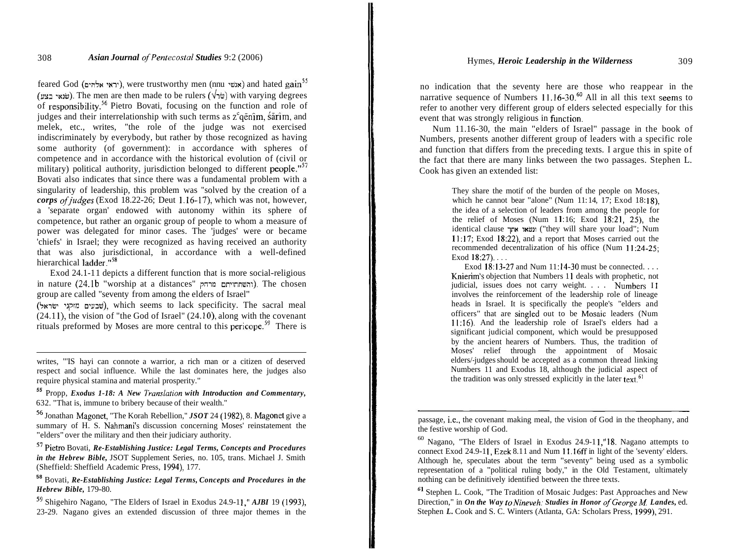feared God (יראי אלהים), were trustworthy men (אנשי אמת) and hated gain[55] (שׂנאי בצע). The men are then made to be rulers (√שׂר) with varying degrees of responsibility.[56] Pietro Bovati, focusing on the function and role of judges and their interrelationship with such terms as z^eqēnîm, śārîm, and melek, etc., writes, "the role of the judge was not exercised indiscriminately by everybody, but rather by those recognized as having some authority (of government): in accordance with spheres of competence and in accordance with the historical evolution of (civil or military) political authority, jurisdiction belonged to different people."[57] Bovati also indicates that since there was a fundamental problem with a singularity of leadership, this problem was "solved by the creation of a *corps of judges* (Exod 18.22-26; Deut 1.16-17), which was not, however, a 'separate organ' endowed with autonomy within its sphere of competence, but rather an organic group of people to whom a measure of power was delegated for minor cases. The 'judges' were or became 'chiefs' in Israel; they were recognized as having received an authority that was also jurisdictional, in accordance with a well-defined hierarchical ladder."[58]

Exod 24.1-11 depicts a different function that is more social-religious in nature (24.1b "worship at a distances" והשתחויתם מרחק). The chosen group are called "seventy from among the elders of Israel" (שבעים מזקני ישראל), which seems to lack specificity. The sacral meal (24.11), the vision of "the God of Israel" (24.10), along with the covenant rituals preformed by Moses are more central to this pericope.[59] There is no indication that the seventy here are those who reappear in the narrative sequence of Numbers 11.16-30.[60] All in all this text seems to refer to another very different group of elders selected especially for this event that was strongly religious in function.

Num 11.16-30, the main "elders of Israel" passage in the book of Numbers, presents another different group of leaders with a specific role and function that differs from the preceding texts. I argue this in spite of the fact that there are many links between the two passages. Stephen L. Cook has given an extended list:

> They share the motif of the burden of the people on Moses, which he cannot bear "alone" (Num 11:14, 17; Exod 18:18), the idea of a selection of leaders from among the people for the relief of Moses (Num 11:16; Exod 18:21, 25), the identical clause ונשאו אתך ("they will share your load"; Num 11:17; Exod 18:22), and a report that Moses carried out the recommended decentralization of his office (Num 11:24-25; Exod 18:27). . . .
>
> Exod 18:13-27 and Num 11:14-30 must be connected. . . . Knierim's objection that Numbers 11 deals with prophetic, not judicial, issues does not carry weight. . . . Numbers 11 involves the reinforcement of the leadership role of lineage heads in Israel. It is specifically the people's "elders and officers" that are singled out to be Mosaic leaders (Num 11:16). And the leadership role of Israel's elders had a significant judicial component, which would be presupposed by the ancient hearers of Numbers. Thus, the tradition of Moses' relief through the appointment of Mosaic elders/-judges should be accepted as a common thread linking Numbers 11 and Exodus 18, although the judicial aspect of the tradition was only stressed explicitly in the later text.[61]

---

writes, "'IS hayi can connote a warrior, a rich man or a citizen of deserved respect and social influence. While the last dominates here, the judges also require physical stamina and material prosperity."

[55] Propp, *Exodus 1-18: A New Translation with Introduction and Commentary*, 632. "That is, immune to bribery because of their wealth."

[56] Jonathan Magonet, "The Korah Rebellion," *JSOT* 24 (1982), 8. Magonet give a summary of H. S. Nahmani's discussion concerning Moses' reinstatement the "elders" over the military and then their judiciary authority.

[57] Pietro Bovati, *Re-Establishing Justice: Legal Terms, Concepts and Procedures in the Hebrew Bible*, JSOT Supplement Series, no. 105, trans. Michael J. Smith (Sheffield: Sheffield Academic Press, 1994), 177.

[58] Bovati, *Re-Establishing Justice: Legal Terms, Concepts and Procedures in the Hebrew Bible*, 179-80.

[59] Shigehiro Nagano, "The Elders of Israel in Exodus 24.9-11," *AJBI* 19 (1993), 23-29. Nagano gives an extended discussion of three major themes in the passage, i.e., the covenant making meal, the vision of God in the theophany, and the festive worship of God.

[60] Nagano, "The Elders of Israel in Exodus 24.9-11,"18. Nagano attempts to connect Exod 24.9-11, Ezek 8.11 and Num 11.16ff in light of the 'seventy' elders. Although he, speculates about the term "seventy" being used as a symbolic representation of a "political ruling body," in the Old Testament, ultimately nothing can be definitively identified between the three texts.

[61] Stephen L. Cook, "The Tradition of Mosaic Judges: Past Approaches and New Direction," in *On the Way to Nineveh: Studies in Honor of George M. Landes*, ed. Stephen L. Cook and S. C. Winters (Atlanta, GA: Scholars Press, 1999), 291.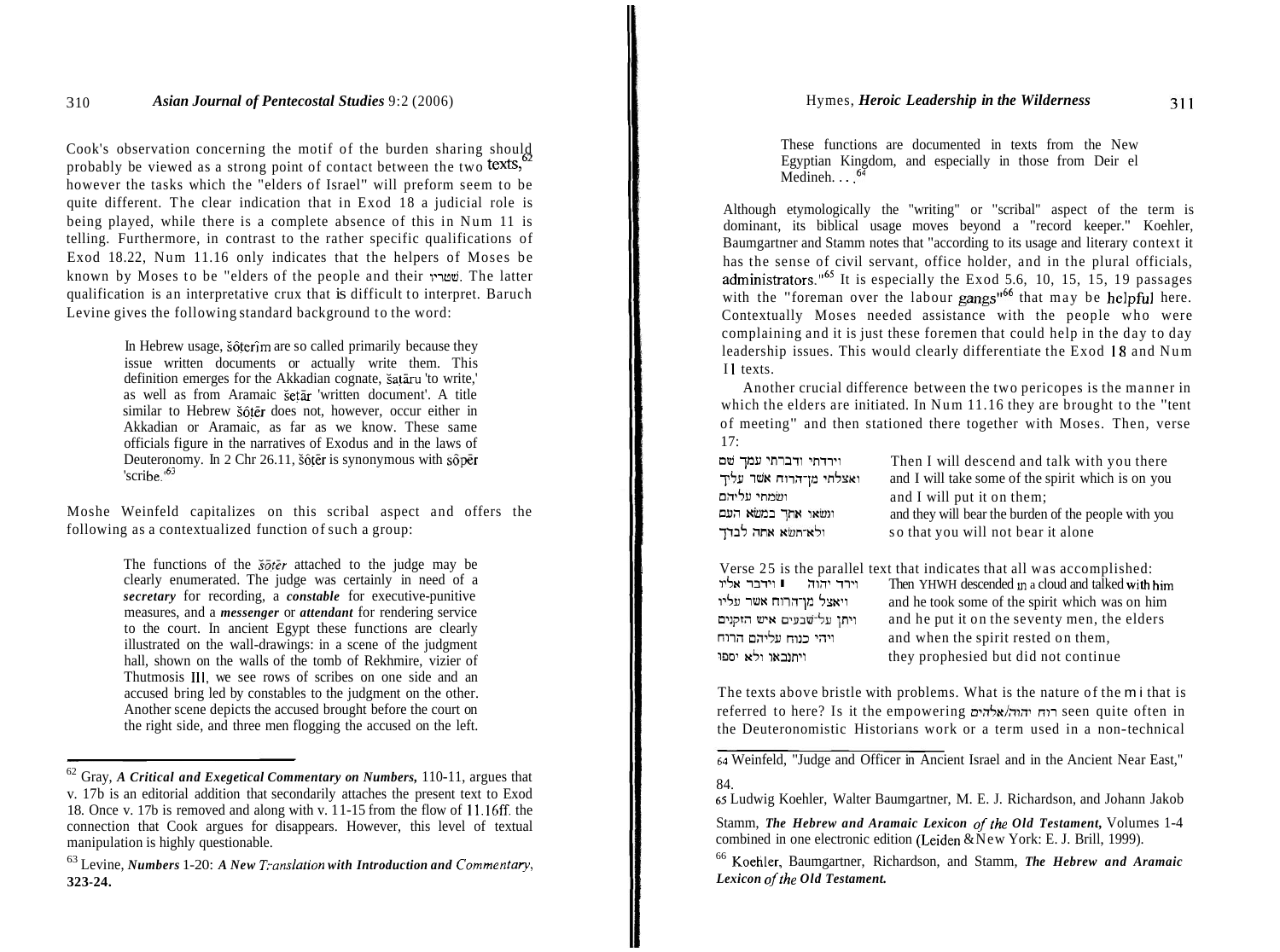Cook's observation concerning the motif of the burden sharing should probably be viewed as a strong point of contact between the two texts,[62] however the tasks which the "elders of Israel" will preform seem to be quite different. The clear indication that in Exod 18 a judicial role is being played, while there is a complete absence of this in Num 11 is telling. Furthermore, in contrast to the rather specific qualifications of Exod 18.22, Num 11.16 only indicates that the helpers of Moses be known by Moses to be "elders of the people and their שׁטריו. The latter qualification is an interpretative crux that is difficult to interpret. Baruch Levine gives the following standard background to the word:

> In Hebrew usage, šôṭerîm are so called primarily because they issue written documents or actually write them. This definition emerges for the Akkadian cognate, šaṭāru 'to write,' as well as from Aramaic šeṭār 'written document'. A title similar to Hebrew šôṭēr does not, however, occur either in Akkadian or Aramaic, as far as we know. These same officials figure in the narratives of Exodus and in the laws of Deuteronomy. In 2 Chr 26.11, šôṭēr is synonymous with sôpēr 'scribe.'[63]

Moshe Weinfeld capitalizes on this scribal aspect and offers the following as a contextualized function of such a group:

> The functions of the *šōṭēr* attached to the judge may be clearly enumerated. The judge was certainly in need of a ***secretary*** for recording, a ***constable*** for executive-punitive measures, and a ***messenger*** or ***attendant*** for rendering service to the court. In ancient Egypt these functions are clearly illustrated on the wall-drawings: in a scene of the judgment hall, shown on the walls of the tomb of Rekhmire, vizier of Thutmosis III, we see rows of scribes on one side and an accused bring led by constables to the judgment on the other. Another scene depicts the accused brought before the court on the right side, and three men flogging the accused on the left. These functions are documented in texts from the New Egyptian Kingdom, and especially in those from Deir el Medineh. . . .[64]

Although etymologically the "writing" or "scribal" aspect of the term is dominant, its biblical usage moves beyond a "record keeper." Koehler, Baumgartner and Stamm notes that "according to its usage and literary context it has the sense of civil servant, office holder, and in the plural officials, administrators."[65] It is especially the Exod 5.6, 10, 15, 15, 19 passages with the "foreman over the labour gangs"[66] that may be helpful here. Contextually Moses needed assistance with the people who were complaining and it is just these foremen that could help in the day to day leadership issues. This would clearly differentiate the Exod 18 and Num 11 texts.

Another crucial difference between the two pericopes is the manner in which the elders are initiated. In Num 11.16 they are brought to the "tent of meeting" and then stationed there together with Moses. Then, verse 17:

| | |
|---|---|
| וירדתי ודברתי עמך שם | Then I will descend and talk with you there |
| ואצלתי מן־הרוח אשר עליך | and I will take some of the spirit which is on you |
| ושמתי עליהם | and I will put it on them; |
| ונשאו אתך במשא העם | and they will bear the burden of the people with you |
| ולא־תשא אתה לבדך | so that you will not bear it alone |

Verse 25 is the parallel text that indicates that all was accomplished:

| | |
|---|---|
| וירד יהוה ׀ וידבר אליו | Then YHWH descended in a cloud and talked with him |
| ויאצל מן־הרוח אשר עליו | and he took some of the spirit which was on him |
| ויתן על־שבעים איש הזקנים | and he put it on the seventy men, the elders |
| ויהי כנוח עליהם הרוח | and when the spirit rested on them, |
| ויתנבאו ולא יספו | they prophesied but did not continue |

The texts above bristle with problems. What is the nature of the רוח that is referred to here? Is it the empowering רוח יהוה/אלהים seen quite often in the Deuteronomistic Historians work or a term used in a non-technical

---

[62] Gray, ***A Critical and Exegetical Commentary on Numbers,*** 110-11, argues that v. 17b is an editorial addition that secondarily attaches the present text to Exod 18. Once v. 17b is removed and along with v. 11-15 from the flow of 11.16ff. the connection that Cook argues for disappears. However, this level of textual manipulation is highly questionable.

[63] Levine, ***Numbers*** 1-20: ***A New Translation with Introduction and Commentary***, **323-24.**

[64] Weinfeld, "Judge and Officer in Ancient Israel and in the Ancient Near East," 84.

[65] Ludwig Koehler, Walter Baumgartner, M. E. J. Richardson, and Johann Jakob Stamm, ***The Hebrew and Aramaic Lexicon of the Old Testament,*** Volumes 1-4 combined in one electronic edition (Leiden & New York: E. J. Brill, 1999).

[66] Koehler, Baumgartner, Richardson, and Stamm, ***The Hebrew and Aramaic Lexicon of the Old Testament.***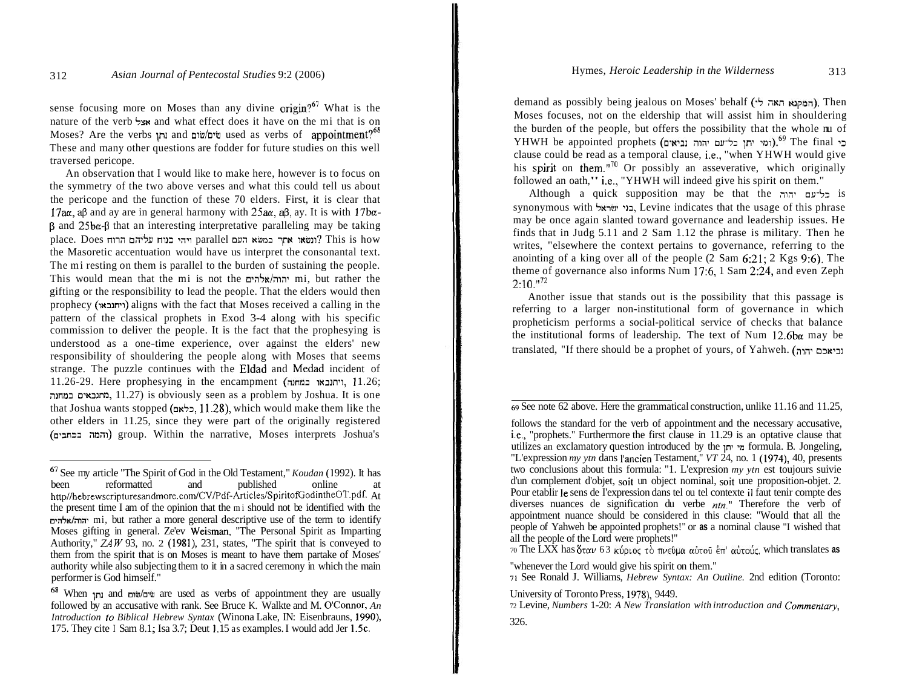sense focusing more on Moses than any divine origin?[67] What is the nature of the verb אצל and what effect does it have on the mi that is on Moses? Are the verbs נתן and שׂים/שׂום used as verbs of appointment?[68] These and many other questions are fodder for future studies on this well traversed pericope.

An observation that I would like to make here, however is to focus on the symmetry of the two above verses and what this could tell us about the pericope and the function of these 70 elders. First, it is clear that 17aα, aβ and ay are in general harmony with 25aα, aβ, ay. It is with 17bα-β and 25bα-β that an interesting interpretative paralleling may be taking place. Does ונשׂאו אתך במשׂא העם parallel ויהי כנוח עליהם הרוח? This is how the Masoretic accentuation would have us interpret the consonantal text. The mi resting on them is parallel to the burden of sustaining the people. This would mean that the mi is not the יהוה/אלהים mi, but rather the gifting or the responsibility to lead the people. That the elders would then prophecy (ויתנבאו) aligns with the fact that Moses received a calling in the pattern of the classical prophets in Exod 3-4 along with his specific commission to deliver the people. It is the fact that the prophesying is understood as a one-time experience, over against the elders' new responsibility of shouldering the people along with Moses that seems strange. The puzzle continues with the Eldad and Medad incident of 11.26-29. Here prophesying in the encampment (ויתנבאו במחנה, 11.26; מתנבאים במחנה, 11.27) is obviously seen as a problem by Joshua. It is one that Joshua wants stopped (כלאם, 11.28), which would make them like the other elders in 11.25, since they were part of the originally registered (והמה בכתבים) group. Within the narrative, Moses interprets Joshua's demand as possibly being jealous on Moses' behalf (המקנא תאה לי). Then Moses focuses, not on the eldership that will assist him in shouldering the burden of the people, but offers the possibility that the whole nu of YHWH be appointed prophets (ומי יתן כל־עם יהוה נביאים).[69] The final כי clause could be read as a temporal clause, i.e., "when YHWH would give his spirit on them."[70] Or possibly an asseverative, which originally followed an oath," i.e., "YHWH will indeed give his spirit on them."

Although a quick supposition may be that the כל־עם יהוה is synonymous with בני ישׂראל, Levine indicates that the usage of this phrase may be once again slanted toward governance and leadership issues. He finds that in Judg 5.11 and 2 Sam 1.12 the phrase is military. Then he writes, "elsewhere the context pertains to governance, referring to the anointing of a king over all of the people (2 Sam 6:21; 2 Kgs 9:6). The theme of governance also informs Num 17:6, 1 Sam 2:24, and even Zeph 2:10."[72]

Another issue that stands out is the possibility that this passage is referring to a larger non-institutional form of governance in which propheticism performs a social-political service of checks that balance the institutional forms of leadership. The text of Num 12.6bα may be translated, "If there should be a prophet of yours, of Yahweh. (נביאכם יהוה

---

[67] See my article "The Spirit of God in the Old Testament," *Koudan* (1992). It has been reformatted and published online at http//hebrewscripturesandmore.com/CV/Pdf-Articles/SpiritofGodintheOT.pdf. At the present time I am of the opinion that the mi should not be identified with the יהוה/אלהים mi, but rather a more general descriptive use of the term to identify Moses gifting in general. Ze'ev Weisman, "The Personal Spirit as Imparting Authority," *ZAW* 93, no. 2 (1981), 231, states, "The spirit that is conveyed to them from the spirit that is on Moses is meant to have them partake of Moses' authority while also subjecting them to it in a sacred ceremony in which the main performer is God himself."

[68] When נתן and שׂים/שׂום are used as verbs of appointment they are usually followed by an accusative with rank. See Bruce K. Walkte and M. O'Connor, *An Introduction to Biblical Hebrew Syntax* (Winona Lake, IN: Eisenbrauns, 1990), 175. They cite I Sam 8.1; Isa 3.7; Deut 1.15 as examples. I would add Jer 1.5c.

[69] See note 62 above. Here the grammatical construction, unlike 11.16 and 11.25, follows the standard for the verb of appointment and the necessary accusative, i.e., "prophets." Furthermore the first clause in 11.29 is an optative clause that utilizes an exclamatory question introduced by the מי יתן formula. B. Jongeling, "L'expression *my ytn* dans l'ancien Testament," *VT* 24, no. 1 (1974), 40, presents two conclusions about this formula: "1. L'expresion *my ytn* est toujours suivie d'un complement d'objet, soit un object nominal, soit une proposition-objet. 2. Pour etablir le sens de l'expression dans tel ou tel contexte il faut tenir compte des diverses nuances de signification du verbe *ntn*." Therefore the verb of appointment nuance should be considered in this clause: "Would that all the people of Yahweh be appointed prophets!" or as a nominal clause "I wished that all the people of the Lord were prophets!"

[70] The LXX has ὅταν δῷ κύριος τὸ πνεῦμα αὐτοῦ ἐπ' αὐτούς, which translates as "whenever the Lord would give his spirit on them."

[71] See Ronald J. Williams, *Hebrew Syntax: An Outline.* 2nd edition (Toronto: University of Toronto Press, 1978), 9449.

[72] Levine, *Numbers 1-20: A New Translation with introduction and Commentary*, 326.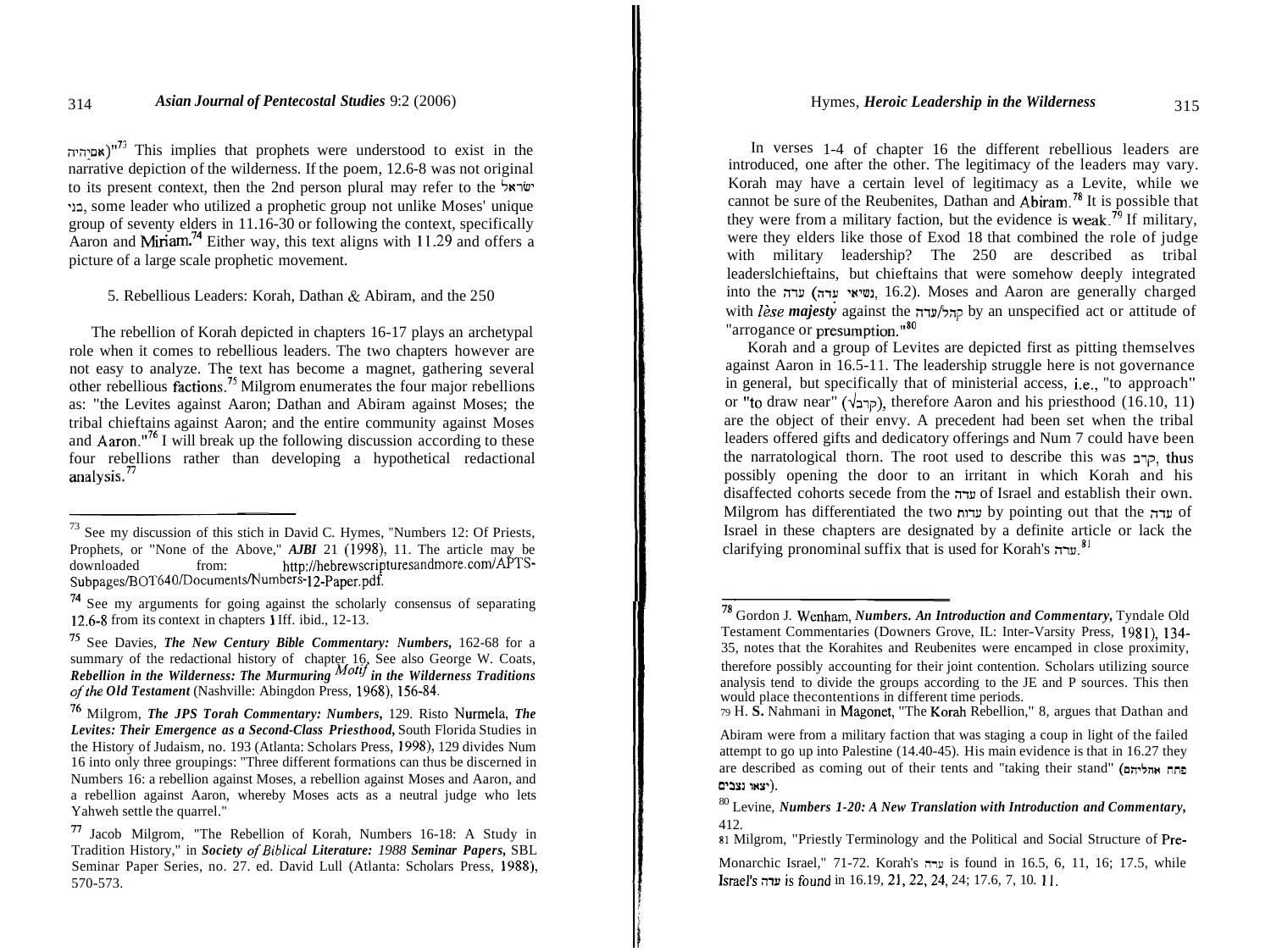(אִם־יִהְיֶה)"[73] This implies that prophets were understood to exist in the narrative depiction of the wilderness. If the poem, 12.6-8 was not original to its present context, then the 2nd person plural may refer to the ישראל בני, some leader who utilized a prophetic group not unlike Moses' unique group of seventy elders in 11.16-30 or following the context, specifically Aaron and Miriam.[74] Either way, this text aligns with 11.29 and offers a picture of a large scale prophetic movement.

### 5. Rebellious Leaders: Korah, Dathan & Abiram, and the 250

The rebellion of Korah depicted in chapters 16-17 plays an archetypal role when it comes to rebellious leaders. The two chapters however are not easy to analyze. The text has become a magnet, gathering several other rebellious factions.[75] Milgrom enumerates the four major rebellions as: "the Levites against Aaron; Dathan and Abiram against Moses; the tribal chieftains against Aaron; and the entire community against Moses and Aaron."[76] I will break up the following discussion according to these four rebellions rather than developing a hypothetical redactional analysis.[77]

In verses 1-4 of chapter 16 the different rebellious leaders are introduced, one after the other. The legitimacy of the leaders may vary. Korah may have a certain level of legitimacy as a Levite, while we cannot be sure of the Reubenites, Dathan and Abiram.[78] It is possible that they were from a military faction, but the evidence is weak.[79] If military, were they elders like those of Exod 18 that combined the role of judge with military leadership? The 250 are described as tribal leaders/chieftains, but chieftains that were somehow deeply integrated into the עדה (נשיאי עדה, 16.2). Moses and Aaron are generally charged with *lèse majesty* against the קהל/עדה by an unspecified act or attitude of "arrogance or presumption."[80]

Korah and a group of Levites are depicted first as pitting themselves against Aaron in 16.5-11. The leadership struggle here is not governance in general, but specifically that of ministerial access, i.e., "to approach" or "to draw near" (√קרב), therefore Aaron and his priesthood (16.10, 11) are the object of their envy. A precedent had been set when the tribal leaders offered gifts and dedicatory offerings and Num 7 could have been the narratological thorn. The root used to describe this was קרב, thus possibly opening the door to an irritant in which Korah and his disaffected cohorts secede from the עדה of Israel and establish their own. Milgrom has differentiated the two עדות by pointing out that the עדה of Israel in these chapters are designated by a definite article or lack the clarifying pronominal suffix that is used for Korah's עדה.[81]

---

[73] See my discussion of this stich in David C. Hymes, "Numbers 12: Of Priests, Prophets, or "None of the Above," *AJPS* 21 (1998), 11. The article may be downloaded from: http://hebrewscripturesandmore.com/APTS-Subpages/BOT640/Documents/Numbers-12-Paper.pdf.

[74] See my arguments for going against the scholarly consensus of separating 12.6-8 from its context in chapters 11ff. ibid., 12-13.

[75] See Davies, ***The New Century Bible Commentary: Numbers,*** 162-68 for a summary of the redactional history of chapter 16. See also George W. Coats, ***Rebellion in the Wilderness: The Murmuring Motif in the Wilderness Traditions of the Old Testament*** (Nashville: Abingdon Press, 1968), 156-84.

[76] Milgrom, ***The JPS Torah Commentary: Numbers,*** 129. Risto Nurmela, ***The Levites: Their Emergence as a Second-Class Priesthood,*** South Florida Studies in the History of Judaism, no. 193 (Atlanta: Scholars Press, 1998), 129 divides Num 16 into only three groupings: "Three different formations can thus be discerned in Numbers 16: a rebellion against Moses, a rebellion against Moses and Aaron, and a rebellion against Aaron, whereby Moses acts as a neutral judge who lets Yahweh settle the quarrel."

[77] Jacob Milgrom, "The Rebellion of Korah, Numbers 16-18: A Study in Tradition History," in ***Society of Biblical Literature: 1988 Seminar Papers,*** SBL Seminar Paper Series, no. 27. ed. David Lull (Atlanta: Scholars Press, 1988), 570-573.

[78] Gordon J. Wenham, ***Numbers. An Introduction and Commentary,*** Tyndale Old Testament Commentaries (Downers Grove, IL: Inter-Varsity Press, 1981), 134-35, notes that the Korahites and Reubenites were encamped in close proximity, therefore possibly accounting for their joint contention. Scholars utilizing source analysis tend to divide the groups according to the JE and P sources. This then would place the contentions in different time periods.

[79] H. S. Nahmani in Magonet, "The Korah Rebellion," 8, argues that Dathan and Abiram were from a military faction that was staging a coup in light of the failed attempt to go up into Palestine (14.40-45). His main evidence is that in 16.27 they are described as coming out of their tents and "taking their stand" (יצאו נצבים פתח אהליהם).

[80] Levine, ***Numbers 1-20: A New Translation with Introduction and Commentary,*** 412.

[81] Milgrom, "Priestly Terminology and the Political and Social Structure of Pre-Monarchic Israel," 71-72. Korah's עדה is found in 16.5, 6, 11, 16; 17.5, while Israel's עדה is found in 16.19, 21, 22, 24, 24; 17.6, 7, 10. 11.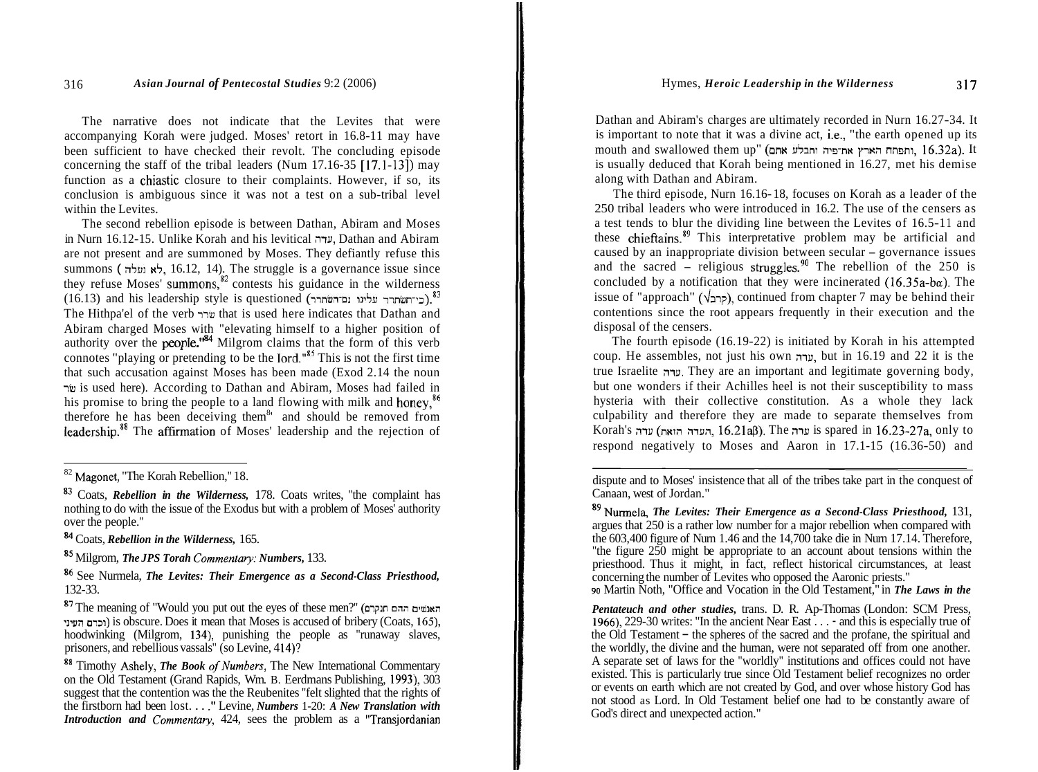The narrative does not indicate that the Levites that were accompanying Korah were judged. Moses' retort in 16.8-11 may have been sufficient to have checked their revolt. The concluding episode concerning the staff of the tribal leaders (Num 17.16-35 [17.1-13]) may function as a chiastic closure to their complaints. However, if so, its conclusion is ambiguous since it was not a test on a sub-tribal level within the Levites.

The second rebellion episode is between Dathan, Abiram and Moses in Num 16.12-15. Unlike Korah and his levitical עדה, Dathan and Abiram are not present and are summoned by Moses. They defiantly refuse this summons (לא נעלה, 16.12, 14). The struggle is a governance issue since they refuse Moses' summons,[82] contests his guidance in the wilderness (16.13) and his leadership style is questioned (כי־תשתרר עלינו גם־השתרר).[83] The Hithpa'el of the verb שרר that is used here indicates that Dathan and Abiram charged Moses with "elevating himself to a higher position of authority over the people."[84] Milgrom claims that the form of this verb connotes "playing or pretending to be the lord."[85] This is not the first time that such accusation against Moses has been made (Exod 2.14 the noun שׂר is used here). According to Dathan and Abiram, Moses had failed in his promise to bring the people to a land flowing with milk and honey,[86] therefore he has been deceiving them[87] and should be removed from leadership.[88] The affirmation of Moses' leadership and the rejection of Dathan and Abiram's charges are ultimately recorded in Num 16.27-34. It is important to note that it was a divine act, i.e., "the earth opened up its mouth and swallowed them up" (ותפתח הארץ את־פיה ותבלע אתם, 16.32a). It is usually deduced that Korah being mentioned in 16.27, met his demise along with Dathan and Abiram.

The third episode, Num 16.16-18, focuses on Korah as a leader of the 250 tribal leaders who were introduced in 16.2. The use of the censers as a test tends to blur the dividing line between the Levites of 16.5-11 and these chieftains.[89] This interpretative problem may be artificial and caused by an inappropriate division between secular – governance issues and the sacred – religious struggles.[90] The rebellion of the 250 is concluded by a notification that they were incinerated (16.35a-bα). The issue of "approach" (√קרב), continued from chapter 7 may be behind their contentions since the root appears frequently in their execution and the disposal of the censers.

The fourth episode (16.19-22) is initiated by Korah in his attempted coup. He assembles, not just his own עדה, but in 16.19 and 22 it is the true Israelite עדה. They are an important and legitimate governing body, but one wonders if their Achilles heel is not their susceptibility to mass hysteria with their collective constitution. As a whole they lack culpability and therefore they are made to separate themselves from Korah's עדה (העדה הזאת, 16.21aβ). The עדה is spared in 16.23-27a, only to respond negatively to Moses and Aaron in 17.1-15 (16.36-50) and

---

[82] Magonet, "The Korah Rebellion," 18.

[83] Coats, *Rebellion in the Wilderness,* 178. Coats writes, "the complaint has nothing to do with the issue of the Exodus but with a problem of Moses' authority over the people."

[84] Coats, *Rebellion in the Wilderness,* 165.

[85] Milgrom, *The JPS Torah Commentary: Numbers,* 133.

[86] See Nurmela, *The Levites: Their Emergence as a Second-Class Priesthood,* 132-33.

[87] The meaning of "Would you put out the eyes of these men?" (האנשים ההם תנקר וכרם העיני) is obscure. Does it mean that Moses is accused of bribery (Coats, 165), hoodwinking (Milgrom, 134), punishing the people as "runaway slaves, prisoners, and rebellious vassals" (so Levine, 414)?

[88] Timothy Ashely, *The Book of Numbers*, The New International Commentary on the Old Testament (Grand Rapids, Wm. B. Eerdmans Publishing, 1993), 303 suggest that the contention was the the Reubenites "felt slighted that the rights of the firstborn had been lost. . . ." Levine, *Numbers 1-20: A New Translation with Introduction and Commentary*, 424, sees the problem as a "Transjordanian dispute and to Moses' insistence that all of the tribes take part in the conquest of Canaan, west of Jordan."

[89] Nurmela, *The Levites: Their Emergence as a Second-Class Priesthood,* 131, argues that 250 is a rather low number for a major rebellion when compared with the 603,400 figure of Num 1.46 and the 14,700 take die in Num 17.14. Therefore, "the figure 250 might be appropriate to an account about tensions within the priesthood. Thus it might, in fact, reflect historical circumstances, at least concerning the number of Levites who opposed the Aaronic priests."

[90] Martin Noth, "Office and Vocation in the Old Testament," in *The Laws in the Pentateuch and other studies,* trans. D. R. Ap-Thomas (London: SCM Press, 1966), 229-30 writes: "In the ancient Near East . . . - and this is especially true of the Old Testament – the spheres of the sacred and the profane, the spiritual and the worldly, the divine and the human, were not separated off from one another. A separate set of laws for the "worldly" institutions and offices could not have existed. This is particularly true since Old Testament belief recognizes no order or events on earth which are not created by God, and over whose history God has not stood as Lord. In Old Testament belief one had to be constantly aware of God's direct and unexpected action."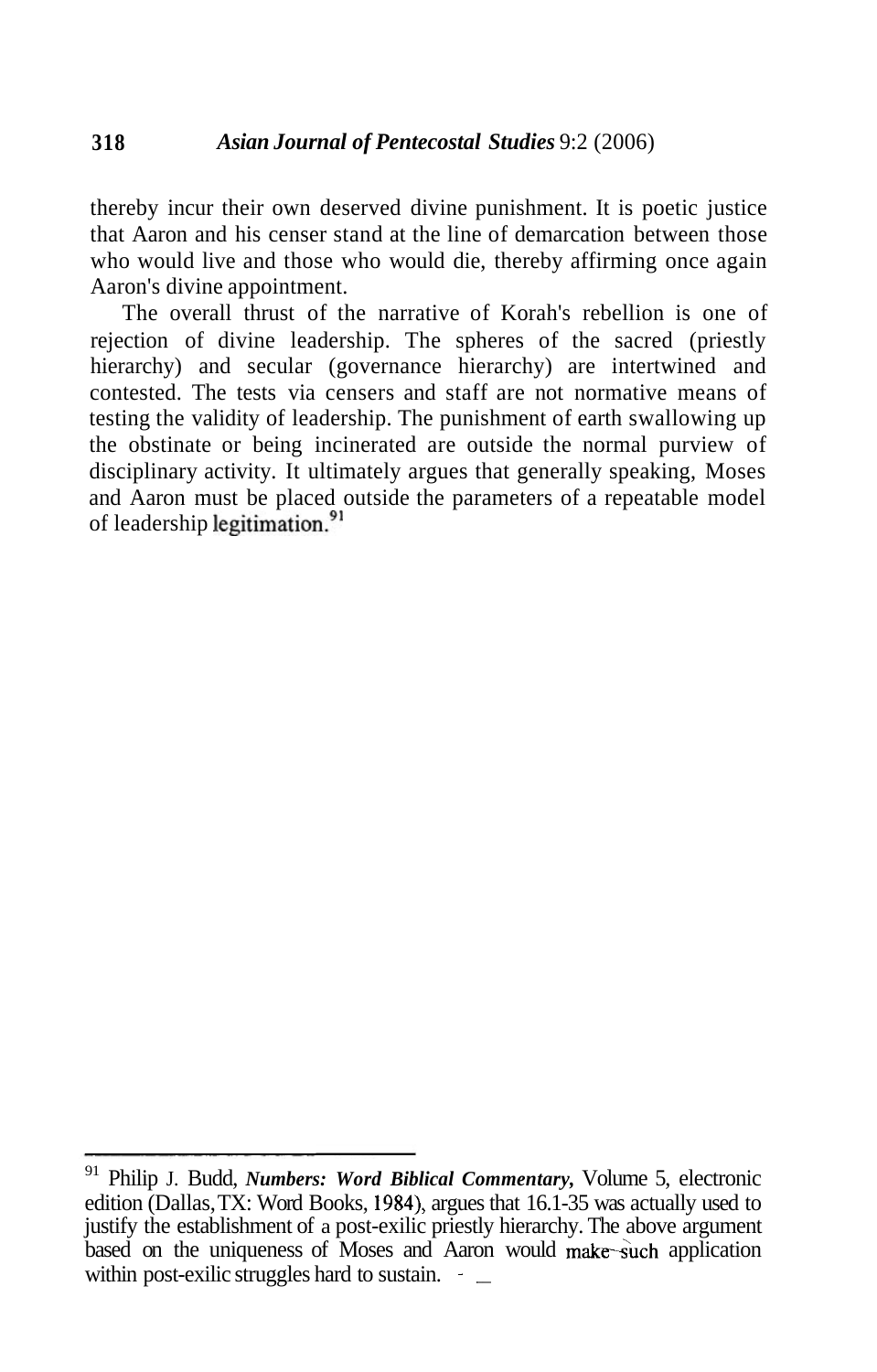thereby incur their own deserved divine punishment. It is poetic justice that Aaron and his censer stand at the line of demarcation between those who would live and those who would die, thereby affirming once again Aaron's divine appointment.

The overall thrust of the narrative of Korah's rebellion is one of rejection of divine leadership. The spheres of the sacred (priestly hierarchy) and secular (governance hierarchy) are intertwined and contested. The tests via censers and staff are not normative means of testing the validity of leadership. The punishment of earth swallowing up the obstinate or being incinerated are outside the normal purview of disciplinary activity. It ultimately argues that generally speaking, Moses and Aaron must be placed outside the parameters of a repeatable model of leadership legitimation.[91]

---

[91] Philip J. Budd, ***Numbers: Word Biblical Commentary,*** Volume 5, electronic edition (Dallas, TX: Word Books, 1984), argues that 16.1-35 was actually used to justify the establishment of a post-exilic priestly hierarchy. The above argument based on the uniqueness of Moses and Aaron would make such application within post-exilic struggles hard to sustain.